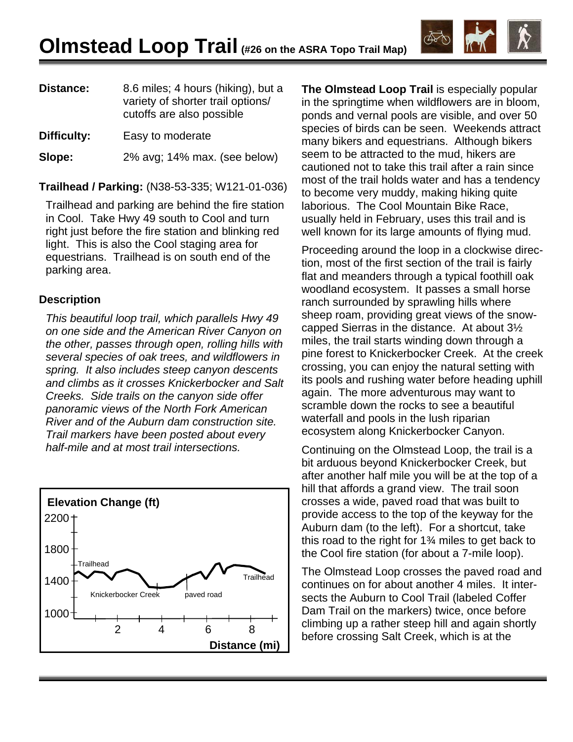# Olmstead Loop Trail (#26 on the ASRA Topo Trail Map)

**Distance:** 8.6 miles; 4 hours (hiking), but a variety of shorter trail options/ cutoffs are also possible

**Difficulty:** Easy to moderate

**Slope:** 2% avg; 14% max. (see below)

**Trailhead / Parking:** (N38-53-335; W121-01-036)

Trailhead and parking are behind the fire station in Cool. Take Hwy 49 south to Cool and turn right just before the fire station and blinking red light. This is also the Cool staging area for equestrians. Trailhead is on south end of the parking area.

### Description

*This beautiful loop trail, which parallels Hwy 49 on one side and the American River Canyon on the other, passes through open, rolling hills with several species of oak trees, and wildflowers in spring. It also includes steep canyon descents and climbs as it crosses Knickerbocker and Salt Creeks. Side trails on the canyon side offer panoramic views of the North Fork American River and of the Auburn dam construction site. Trail markers have been posted about every half-mile and at most trail intersections.*

Elevation Change (ft)

Distance (mi)

**The Olmstead Loop Trail** is especially popular in the springtime when wildflowers are in bloom, ponds and vernal pools are visible, and over 50 species of birds can be seen. Weekends attract many bikers and equestrians. Although bikers seem to be attracted to the mud, hikers are cautioned not to take this trail after a rain since most of the trail holds water and has a tendency to become very muddy, making hiking quite laborious. The Cool Mountain Bike Race, usually held in February, uses this trail and is well known for its large amounts of flying mud.

Proceeding around the loop in a clockwise direction, most of the first section of the trail is fairly flat and meanders through a typical foothill oak woodland ecosystem. It passes a small horse ranch surrounded by sprawling hills where sheep roam, providing great views of the snow-capped Sierras in the distance. At about 3½ miles, the trail starts winding down through a pine forest to Knickerbocker Creek. At the creek crossing, you can enjoy the natural setting with its pools and rushing water before heading uphill again. The more adventurous may want to scramble down the rocks to see a beautiful waterfall and pools in the lush riparian ecosystem along Knickerbocker Canyon.

Continuing on the Olmstead Loop, the trail is a bit arduous beyond Knickerbocker Creek, but after another half mile you will be at the top of a hill that affords a grand view. The trail soon crosses a wide, paved road that was built to provide access to the top of the keyway for the Auburn dam (to the left). For a shortcut, take this road to the right for 1¾ miles to get back to the Cool fire station (for about a 7-mile loop).

The Olmstead Loop crosses the paved road and continues on for about another 4 miles. It intersects the Auburn to Cool Trail (labeled Coffer Dam Trail on the markers) twice, once before climbing up a rather steep hill and again shortly before crossing Salt Creek, which is at the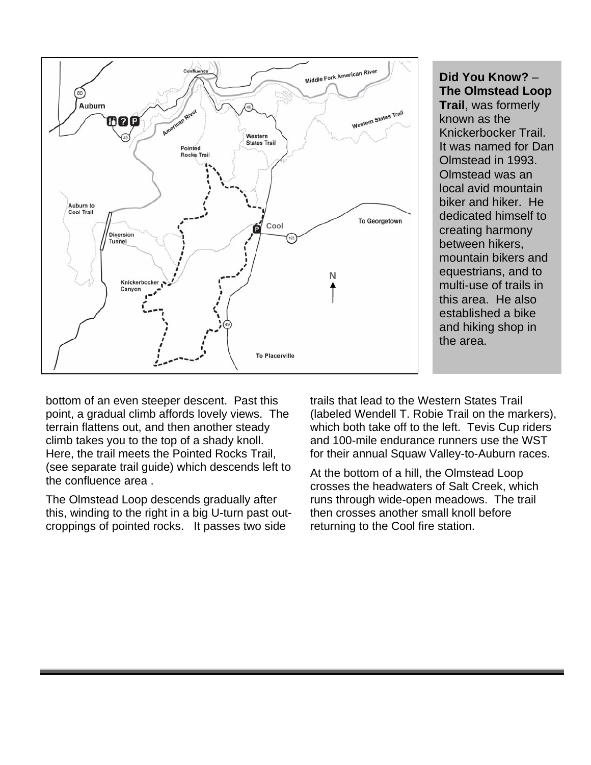Confluence

Middle Fork American River

80

Auburn

American River

45

Western States Trail

49

Western States Trail

Pointed Rocks Trail

Auburn to Cool Trail

Cool

To Georgetown

Diversion Tunnel

193

N

Knickerbocker Canyon

49

To Placerville

**Did You Know?** – **The Olmstead Loop Trail**, was formerly known as the Knickerbocker Trail. It was named for Dan Olmstead in 1993. Olmstead was an local avid mountain biker and hiker. He dedicated himself to creating harmony between hikers, mountain bikers and equestrians, and to multi-use of trails in this area. He also established a bike and hiking shop in the area.

bottom of an even steeper descent. Past this point, a gradual climb affords lovely views. The terrain flattens out, and then another steady climb takes you to the top of a shady knoll. Here, the trail meets the Pointed Rocks Trail, (see separate trail guide) which descends left to the confluence area .

The Olmstead Loop descends gradually after this, winding to the right in a big U-turn past out-croppings of pointed rocks. It passes two side trails that lead to the Western States Trail (labeled Wendell T. Robie Trail on the markers), which both take off to the left. Tevis Cup riders and 100-mile endurance runners use the WST for their annual Squaw Valley-to-Auburn races.

At the bottom of a hill, the Olmstead Loop crosses the headwaters of Salt Creek, which runs through wide-open meadows. The trail then crosses another small knoll before returning to the Cool fire station.